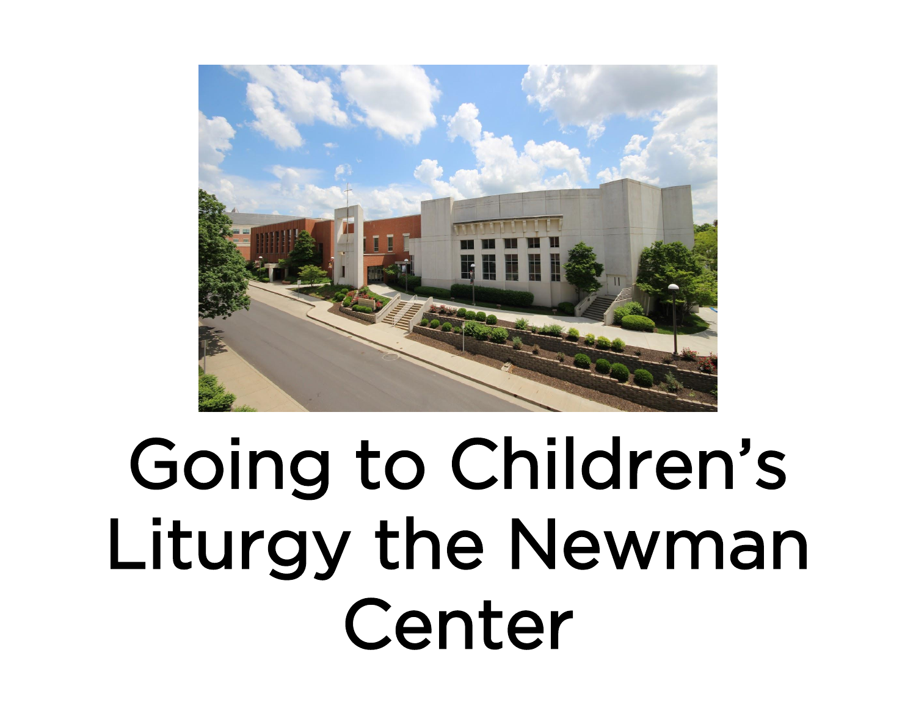# Going to Children's Liturgy the Newman Center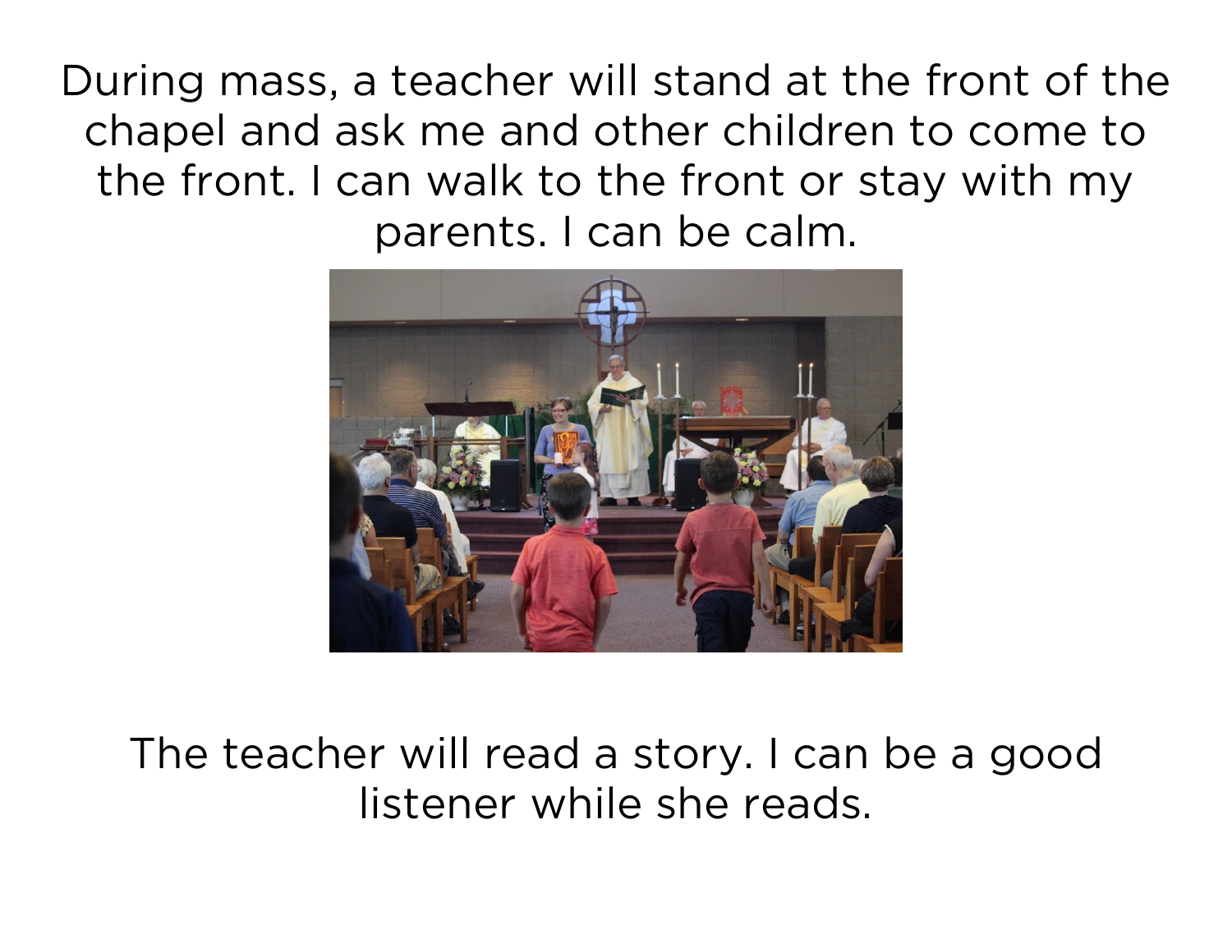During mass, a teacher will stand at the front of the chapel and ask me and other children to come to the front. I can walk to the front or stay with my parents. I can be calm.

The teacher will read a story. I can be a good listener while she reads.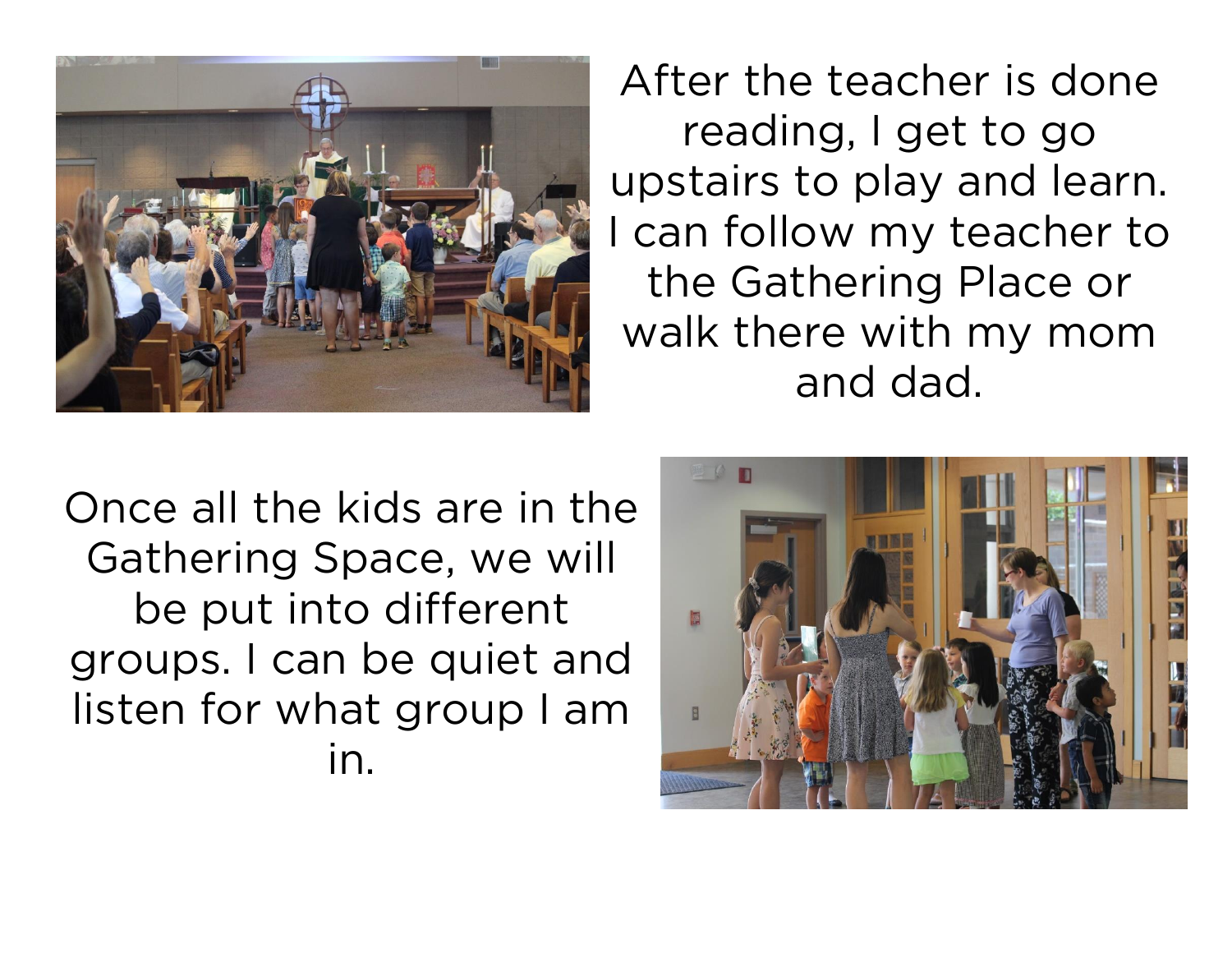After the teacher is done reading, I get to go upstairs to play and learn. I can follow my teacher to the Gathering Place or walk there with my mom and dad.

Once all the kids are in the Gathering Space, we will be put into different groups. I can be quiet and listen for what group I am in.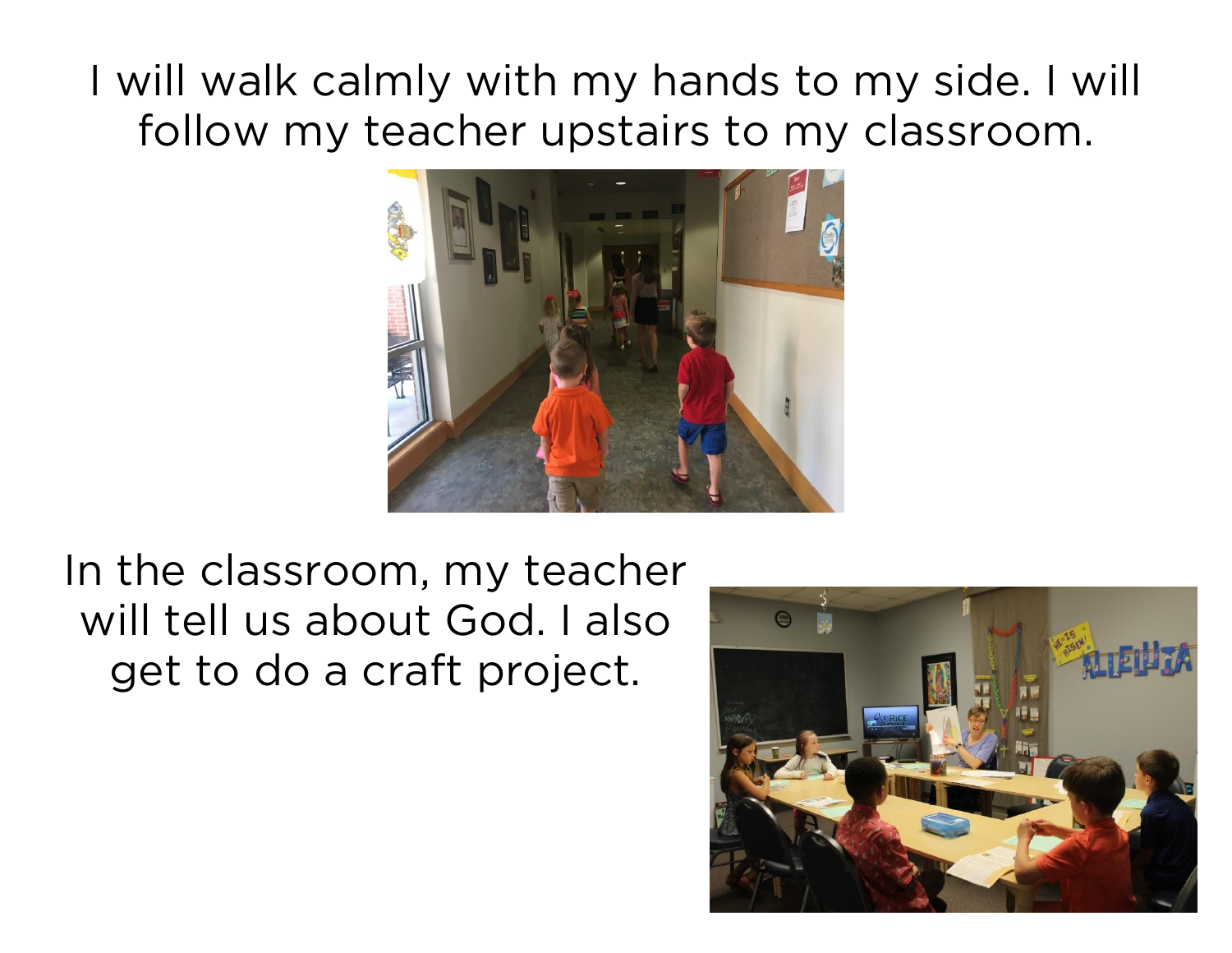I will walk calmly with my hands to my side. I will follow my teacher upstairs to my classroom.

In the classroom, my teacher will tell us about God. I also get to do a craft project.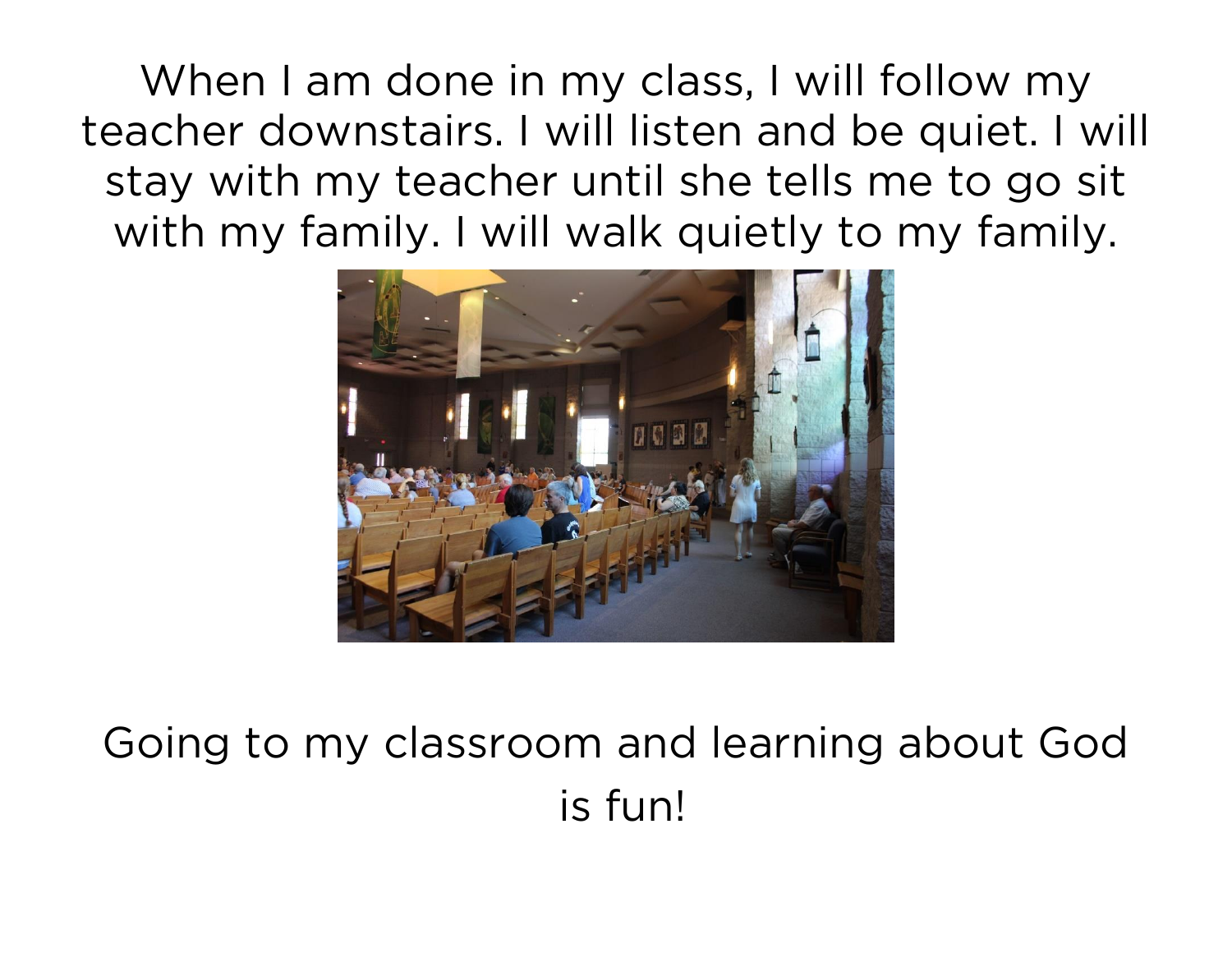When I am done in my class, I will follow my teacher downstairs. I will listen and be quiet. I will stay with my teacher until she tells me to go sit with my family. I will walk quietly to my family.

Going to my classroom and learning about God is fun!